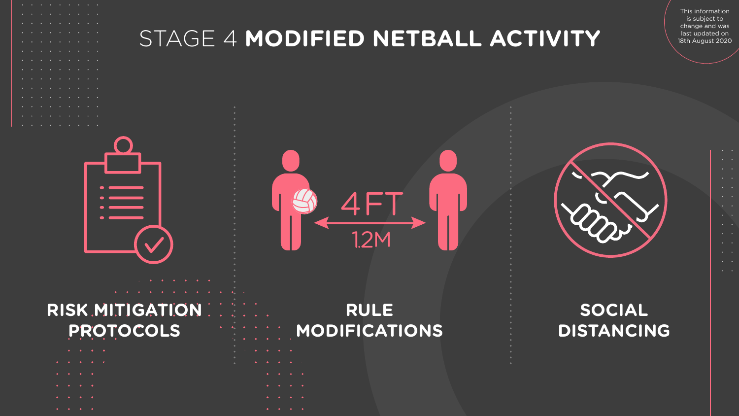# STAGE 4 **MODIFIED NETBALL ACTIVITY**

This information is subject to change and was last updated on 18th August 2020

**RISK MITIGATION PROTOCOLS**

4FT
1.2M

**RULE MODIFICATIONS**

**SOCIAL DISTANCING**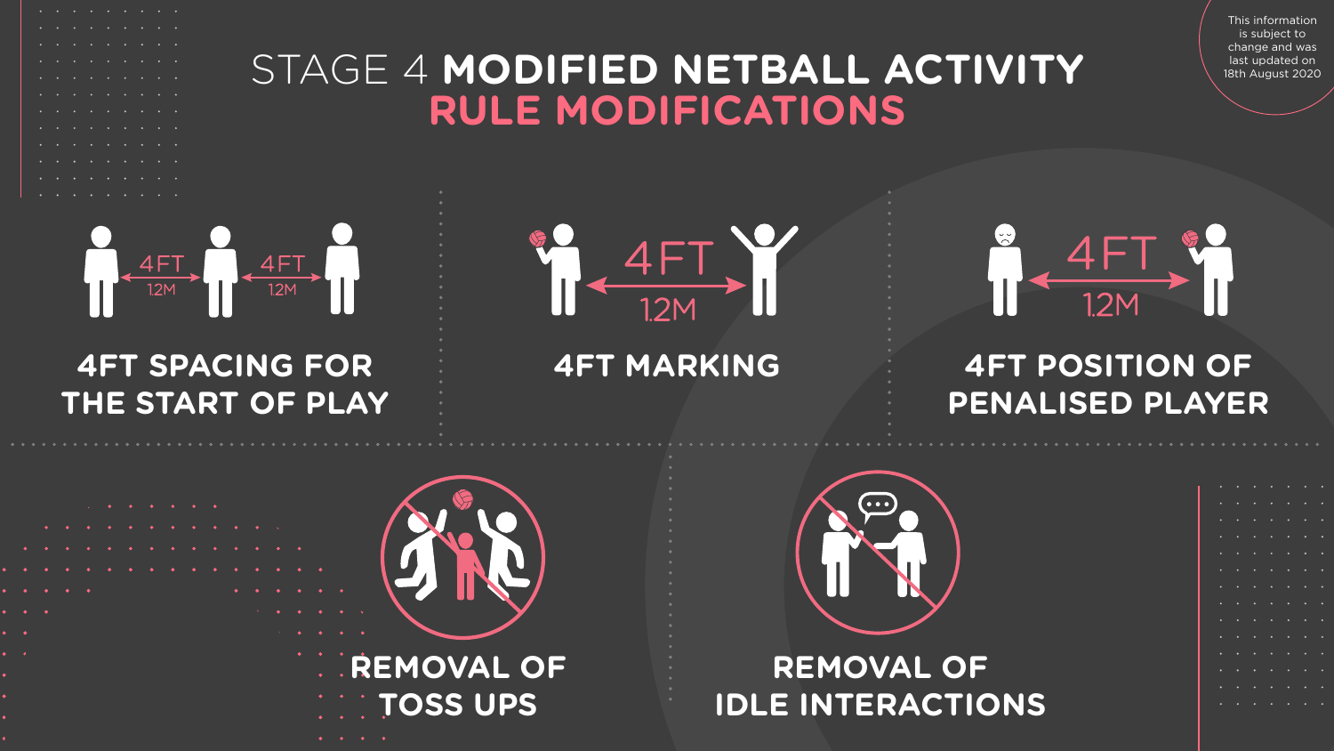This information is subject to change and was last updated on 18th August 2020

# STAGE 4 MODIFIED NETBALL ACTIVITY RULE MODIFICATIONS

4FT 1.2M 4FT 1.2M

## 4FT SPACING FOR THE START OF PLAY

4FT 1.2M

## 4FT MARKING

4FT 1.2M

## 4FT POSITION OF PENALISED PLAYER

## REMOVAL OF TOSS UPS

## REMOVAL OF IDLE INTERACTIONS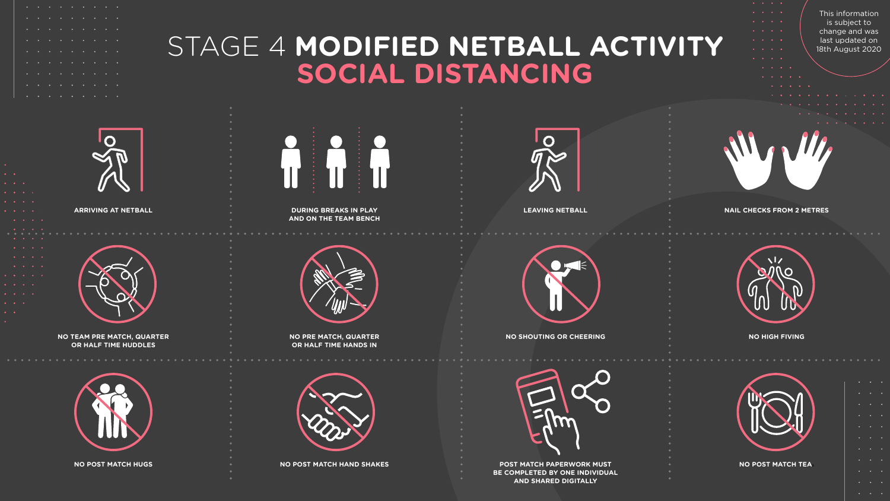# STAGE 4 **MODIFIED NETBALL ACTIVITY**
## SOCIAL DISTANCING

This information is subject to change and was last updated on 18th August 2020

**ARRIVING AT NETBALL**

**DURING BREAKS IN PLAY AND ON THE TEAM BENCH**

**LEAVING NETBALL**

**NAIL CHECKS FROM 2 METRES**

**NO TEAM PRE MATCH, QUARTER OR HALF TIME HUDDLES**

**NO PRE MATCH, QUARTER OR HALF TIME HANDS IN**

**NO SHOUTING OR CHEERING**

**NO HIGH FIVING**

**NO POST MATCH HUGS**

**NO POST MATCH HAND SHAKES**

**POST MATCH PAPERWORK MUST BE COMPLETED BY ONE INDIVIDUAL AND SHARED DIGITALLY**

**NO POST MATCH TEA**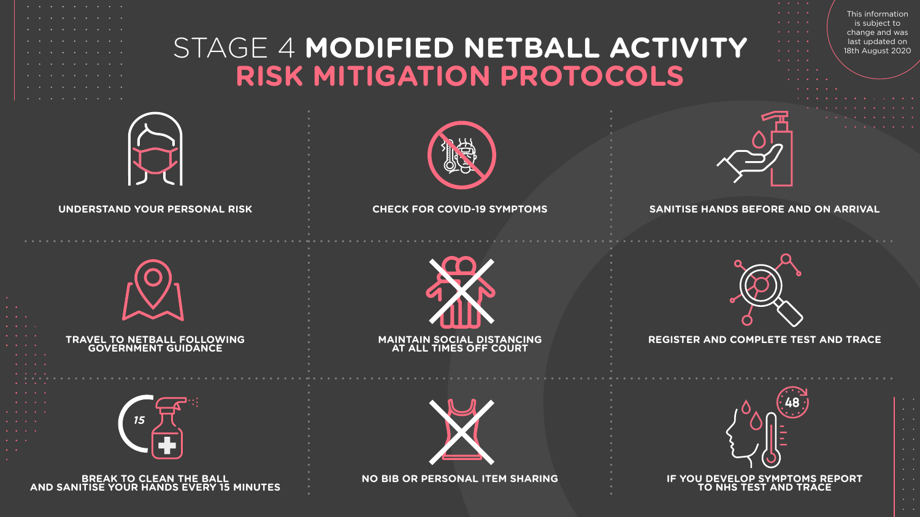# STAGE 4 **MODIFIED NETBALL ACTIVITY**
## RISK MITIGATION PROTOCOLS

This information is subject to change and was last updated on 18th August 2020

**UNDERSTAND YOUR PERSONAL RISK**

**CHECK FOR COVID-19 SYMPTOMS**

**SANITISE HANDS BEFORE AND ON ARRIVAL**

**TRAVEL TO NETBALL FOLLOWING GOVERNMENT GUIDANCE**

**MAINTAIN SOCIAL DISTANCING AT ALL TIMES OFF COURT**

**REGISTER AND COMPLETE TEST AND TRACE**

15

**BREAK TO CLEAN THE BALL AND SANITISE YOUR HANDS EVERY 15 MINUTES**

**NO BIB OR PERSONAL ITEM SHARING**

48

**IF YOU DEVELOP SYMPTOMS REPORT TO NHS TEST AND TRACE**